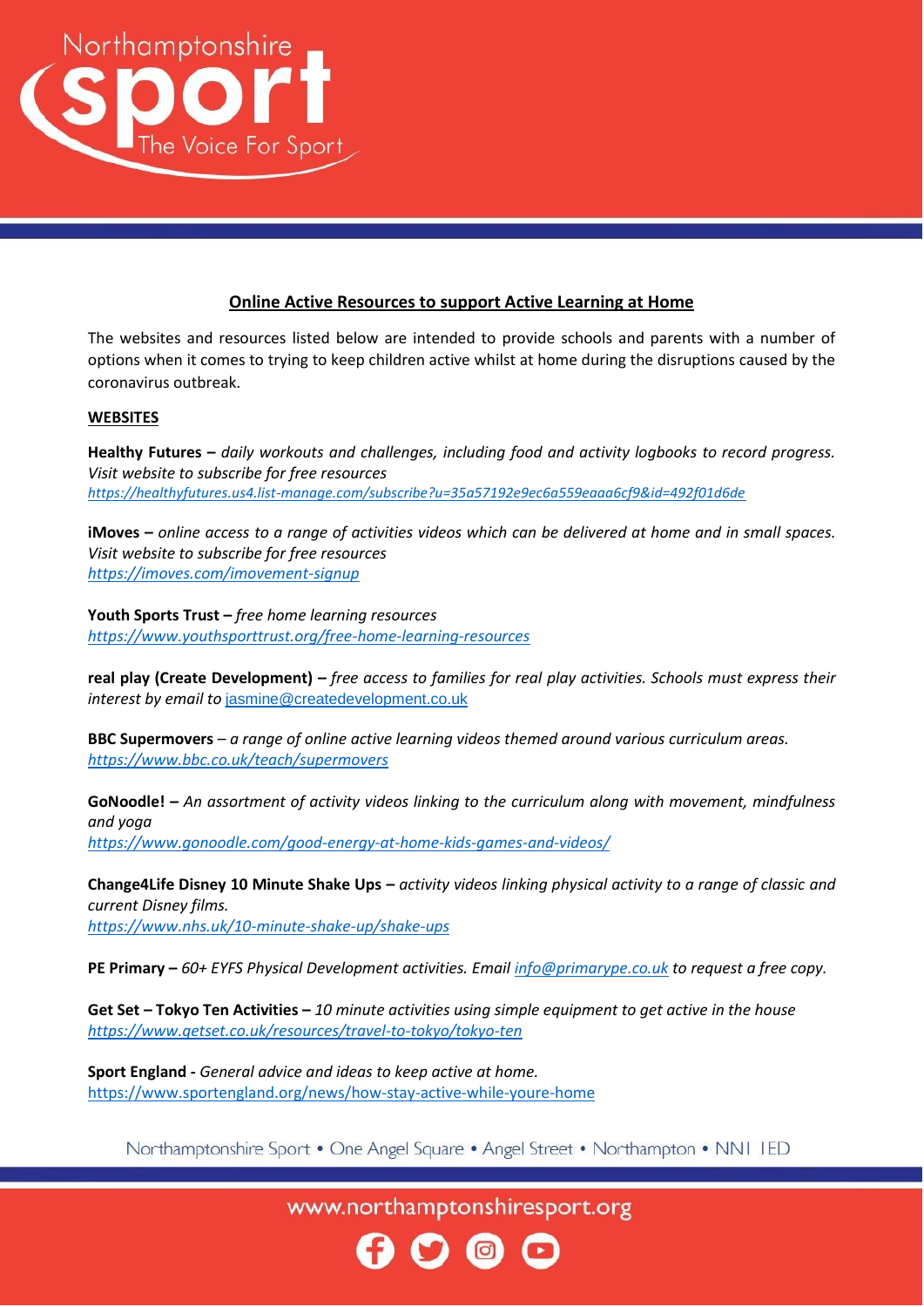## Online Active Resources to support Active Learning at Home

The websites and resources listed below are intended to provide schools and parents with a number of options when it comes to trying to keep children active whilst at home during the disruptions caused by the coronavirus outbreak.

### WEBSITES

**Healthy Futures –** *daily workouts and challenges, including food and activity logbooks to record progress. Visit website to subscribe for free resources*
*https://healthyfutures.us4.list-manage.com/subscribe?u=35a57192e9ec6a559eaaa6cf9&id=492f01d6de*

**iMoves –** *online access to a range of activities videos which can be delivered at home and in small spaces. Visit website to subscribe for free resources*
*https://imoves.com/imovement-signup*

**Youth Sports Trust –** *free home learning resources*
*https://www.youthsporttrust.org/free-home-learning-resources*

**real play (Create Development) –** *free access to families for real play activities. Schools must express their interest by email to* jasmine@createdevelopment.co.uk

**BBC Supermovers** – *a range of online active learning videos themed around various curriculum areas.*
*https://www.bbc.co.uk/teach/supermovers*

**GoNoodle! –** *An assortment of activity videos linking to the curriculum along with movement, mindfulness and yoga*
*https://www.gonoodle.com/good-energy-at-home-kids-games-and-videos/*

**Change4Life Disney 10 Minute Shake Ups –** *activity videos linking physical activity to a range of classic and current Disney films.*
*https://www.nhs.uk/10-minute-shake-up/shake-ups*

**PE Primary –** *60+ EYFS Physical Development activities. Email info@primarype.co.uk to request a free copy.*

**Get Set – Tokyo Ten Activities –** *10 minute activities using simple equipment to get active in the house*
*https://www.getset.co.uk/resources/travel-to-tokyo/tokyo-ten*

**Sport England -** *General advice and ideas to keep active at home.*
https://www.sportengland.org/news/how-stay-active-while-youre-home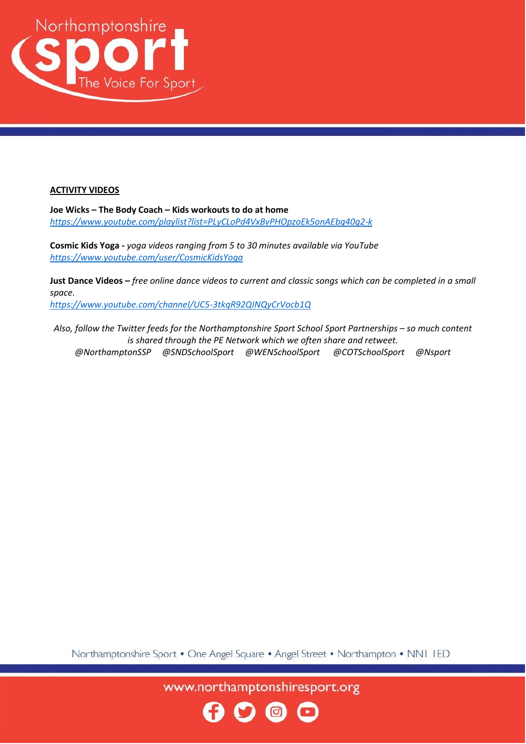**ACTIVITY VIDEOS**

**Joe Wicks – The Body Coach – Kids workouts to do at home**
https://www.youtube.com/playlist?list=PLyCLoPd4VxBvPHOpzoEk5onAEbq40g2-k

**Cosmic Kids Yoga -** *yoga videos ranging from 5 to 30 minutes available via YouTube*
https://www.youtube.com/user/CosmicKidsYoga

**Just Dance Videos –** *free online dance videos to current and classic songs which can be completed in a small space.*
https://www.youtube.com/channel/UC5-3tkqR92QINQyCrVocb1Q

*Also, follow the Twitter feeds for the Northamptonshire Sport School Sport Partnerships – so much content is shared through the PE Network which we often share and retweet.*
*@NorthamptonSSP @SNDSchoolSport @WENSchoolSport @COTSchoolSport @Nsport*